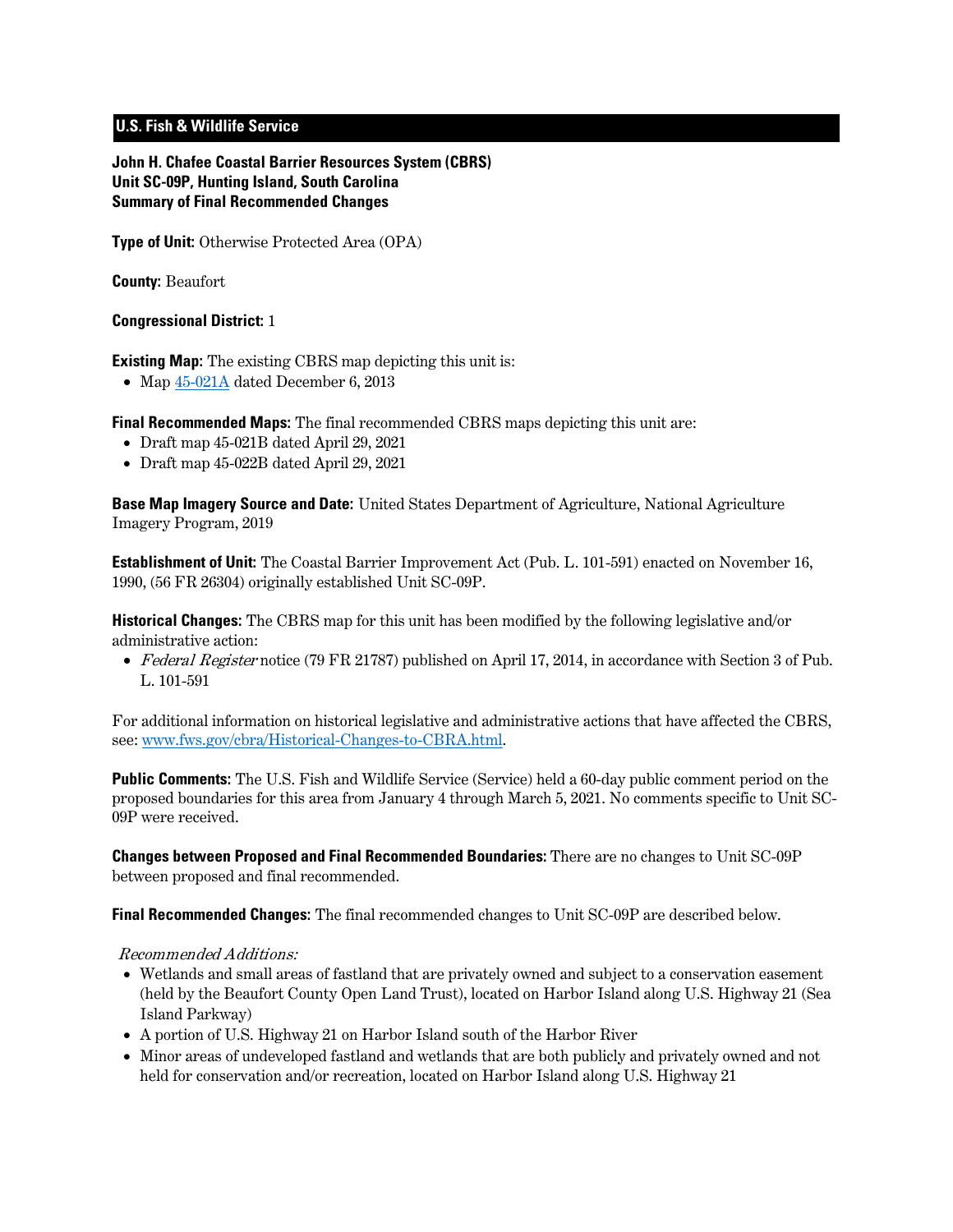**U.S. Fish & Wildlife Service**

**John H. Chafee Coastal Barrier Resources System (CBRS)**
**Unit SC-09P, Hunting Island, South Carolina**
**Summary of Final Recommended Changes**

**Type of Unit:** Otherwise Protected Area (OPA)

**County:** Beaufort

**Congressional District:** 1

**Existing Map:** The existing CBRS map depicting this unit is:

- Map 45-021A dated December 6, 2013

**Final Recommended Maps:** The final recommended CBRS maps depicting this unit are:

- Draft map 45-021B dated April 29, 2021
- Draft map 45-022B dated April 29, 2021

**Base Map Imagery Source and Date:** United States Department of Agriculture, National Agriculture Imagery Program, 2019

**Establishment of Unit:** The Coastal Barrier Improvement Act (Pub. L. 101-591) enacted on November 16, 1990, (56 FR 26304) originally established Unit SC-09P.

**Historical Changes:** The CBRS map for this unit has been modified by the following legislative and/or administrative action:

- *Federal Register* notice (79 FR 21787) published on April 17, 2014, in accordance with Section 3 of Pub. L. 101-591

For additional information on historical legislative and administrative actions that have affected the CBRS, see: www.fws.gov/cbra/Historical-Changes-to-CBRA.html.

**Public Comments:** The U.S. Fish and Wildlife Service (Service) held a 60-day public comment period on the proposed boundaries for this area from January 4 through March 5, 2021. No comments specific to Unit SC-09P were received.

**Changes between Proposed and Final Recommended Boundaries:** There are no changes to Unit SC-09P between proposed and final recommended.

**Final Recommended Changes:** The final recommended changes to Unit SC-09P are described below.

*Recommended Additions:*

- Wetlands and small areas of fastland that are privately owned and subject to a conservation easement (held by the Beaufort County Open Land Trust), located on Harbor Island along U.S. Highway 21 (Sea Island Parkway)
- A portion of U.S. Highway 21 on Harbor Island south of the Harbor River
- Minor areas of undeveloped fastland and wetlands that are both publicly and privately owned and not held for conservation and/or recreation, located on Harbor Island along U.S. Highway 21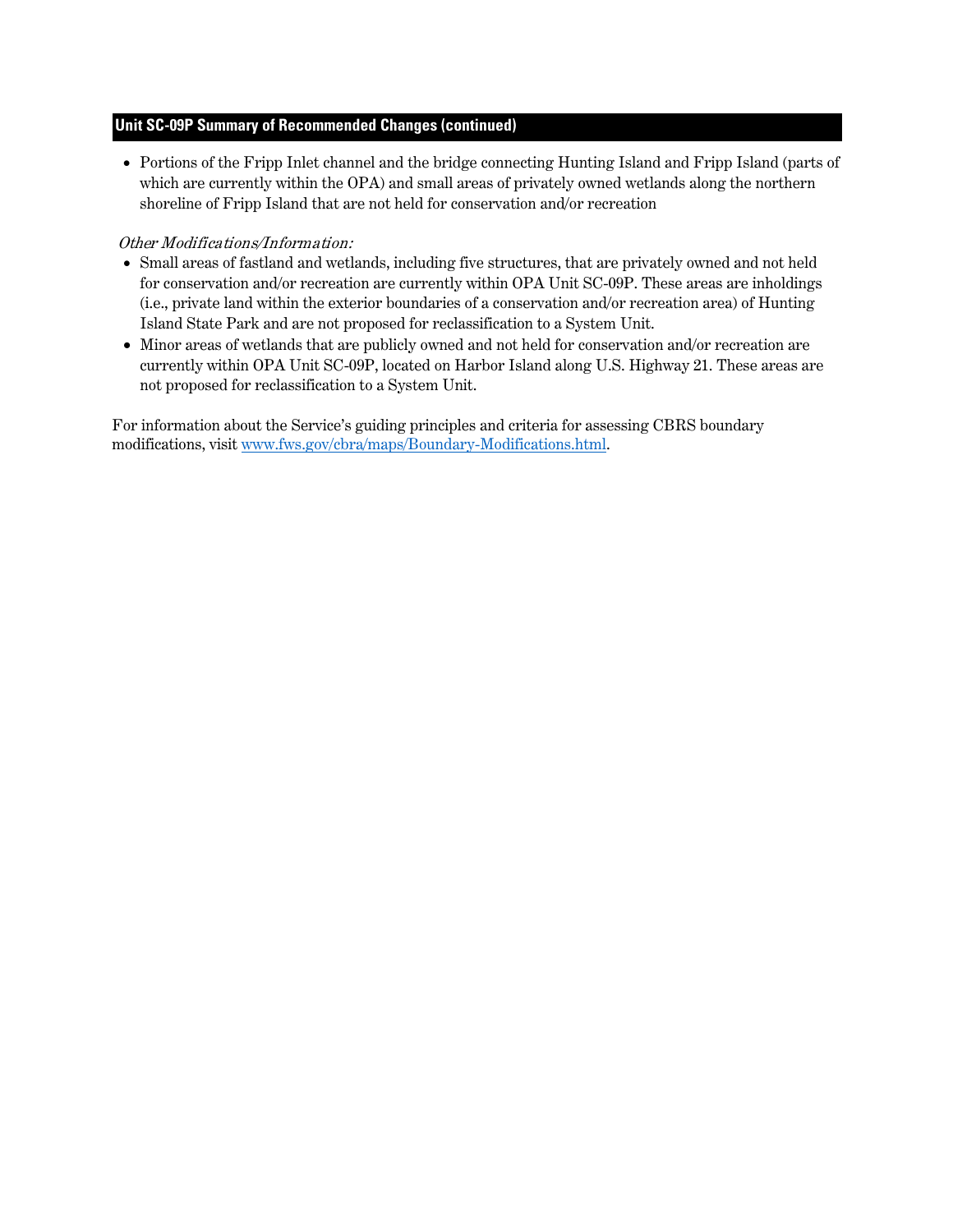## Unit SC-09P Summary of Recommended Changes (continued)

- Portions of the Fripp Inlet channel and the bridge connecting Hunting Island and Fripp Island (parts of which are currently within the OPA) and small areas of privately owned wetlands along the northern shoreline of Fripp Island that are not held for conservation and/or recreation

*Other Modifications/Information:*

- Small areas of fastland and wetlands, including five structures, that are privately owned and not held for conservation and/or recreation are currently within OPA Unit SC-09P. These areas are inholdings (i.e., private land within the exterior boundaries of a conservation and/or recreation area) of Hunting Island State Park and are not proposed for reclassification to a System Unit.
- Minor areas of wetlands that are publicly owned and not held for conservation and/or recreation are currently within OPA Unit SC-09P, located on Harbor Island along U.S. Highway 21. These areas are not proposed for reclassification to a System Unit.

For information about the Service's guiding principles and criteria for assessing CBRS boundary modifications, visit [www.fws.gov/cbra/maps/Boundary-Modifications.html](http://www.fws.gov/cbra/maps/Boundary-Modifications.html).